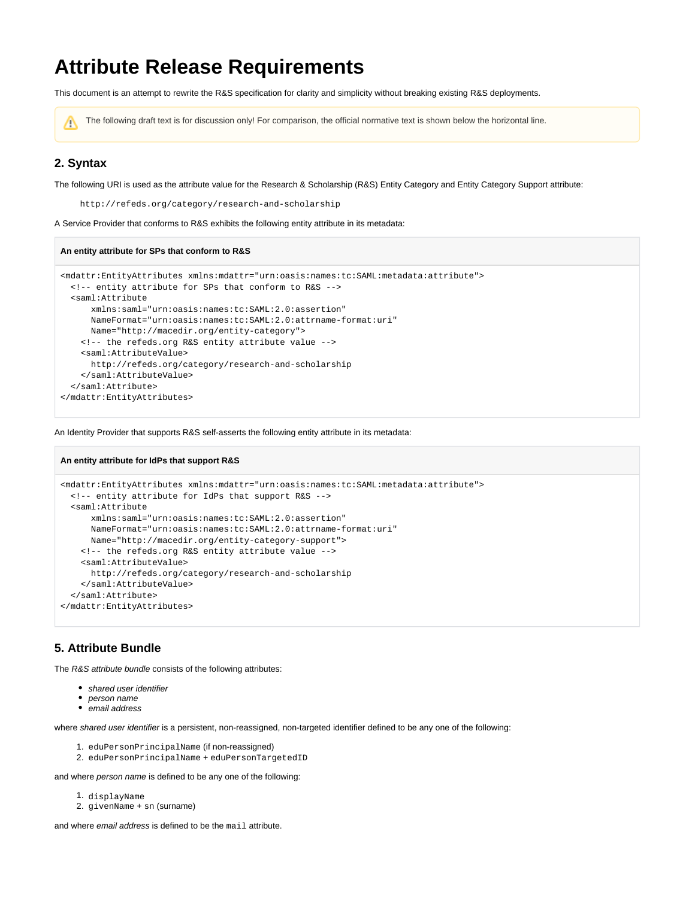# Attribute Release Requirements

This document is an attempt to rewrite the R&S specification for clarity and simplicity without breaking existing R&S deployments.

> The following draft text is for discussion only! For comparison, the official normative text is shown below the horizontal line.

## 2. Syntax

The following URI is used as the attribute value for the Research & Scholarship (R&S) Entity Category and Entity Category Support attribute:

```
http://refeds.org/category/research-and-scholarship
```

A Service Provider that conforms to R&S exhibits the following entity attribute in its metadata:

**An entity attribute for SPs that conform to R&S**

```
<mdattr:EntityAttributes xmlns:mdattr="urn:oasis:names:tc:SAML:metadata:attribute">
  <!-- entity attribute for SPs that conform to R&S -->
  <saml:Attribute
      xmlns:saml="urn:oasis:names:tc:SAML:2.0:assertion"
      NameFormat="urn:oasis:names:tc:SAML:2.0:attrname-format:uri"
      Name="http://macedir.org/entity-category">
    <!-- the refeds.org R&S entity attribute value -->
    <saml:AttributeValue>
      http://refeds.org/category/research-and-scholarship
    </saml:AttributeValue>
  </saml:Attribute>
</mdattr:EntityAttributes>
```

An Identity Provider that supports R&S self-asserts the following entity attribute in its metadata:

**An entity attribute for IdPs that support R&S**

```
<mdattr:EntityAttributes xmlns:mdattr="urn:oasis:names:tc:SAML:metadata:attribute">
  <!-- entity attribute for IdPs that support R&S -->
  <saml:Attribute
      xmlns:saml="urn:oasis:names:tc:SAML:2.0:assertion"
      NameFormat="urn:oasis:names:tc:SAML:2.0:attrname-format:uri"
      Name="http://macedir.org/entity-category-support">
    <!-- the refeds.org R&S entity attribute value -->
    <saml:AttributeValue>
      http://refeds.org/category/research-and-scholarship
    </saml:AttributeValue>
  </saml:Attribute>
</mdattr:EntityAttributes>
```

## 5. Attribute Bundle

The *R&S attribute bundle* consists of the following attributes:

- *shared user identifier*
- *person name*
- *email address*

where *shared user identifier* is a persistent, non-reassigned, non-targeted identifier defined to be any one of the following:

1. `eduPersonPrincipalName` (if non-reassigned)
2. `eduPersonPrincipalName` + `eduPersonTargetedID`

and where *person name* is defined to be any one of the following:

1. `displayName`
2. `givenName` + `sn` (surname)

and where *email address* is defined to be the `mail` attribute.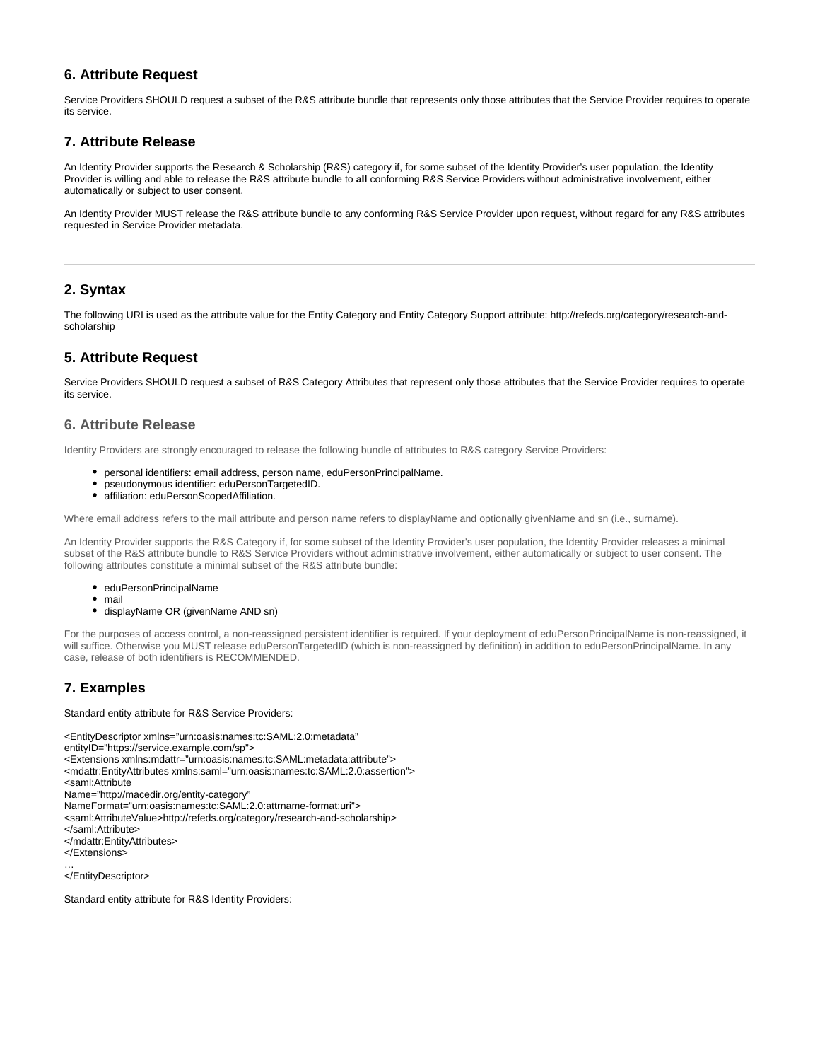## 6. Attribute Request

Service Providers SHOULD request a subset of the R&S attribute bundle that represents only those attributes that the Service Provider requires to operate its service.

## 7. Attribute Release

An Identity Provider supports the Research & Scholarship (R&S) category if, for some subset of the Identity Provider's user population, the Identity Provider is willing and able to release the R&S attribute bundle to **all** conforming R&S Service Providers without administrative involvement, either automatically or subject to user consent.

An Identity Provider MUST release the R&S attribute bundle to any conforming R&S Service Provider upon request, without regard for any R&S attributes requested in Service Provider metadata.

---

## 2. Syntax

The following URI is used as the attribute value for the Entity Category and Entity Category Support attribute: http://refeds.org/category/research-and-scholarship

## 5. Attribute Request

Service Providers SHOULD request a subset of R&S Category Attributes that represent only those attributes that the Service Provider requires to operate its service.

## 6. Attribute Release

Identity Providers are strongly encouraged to release the following bundle of attributes to R&S category Service Providers:

- personal identifiers: email address, person name, eduPersonPrincipalName.
- pseudonymous identifier: eduPersonTargetedID.
- affiliation: eduPersonScopedAffiliation.

Where email address refers to the mail attribute and person name refers to displayName and optionally givenName and sn (i.e., surname).

An Identity Provider supports the R&S Category if, for some subset of the Identity Provider's user population, the Identity Provider releases a minimal subset of the R&S attribute bundle to R&S Service Providers without administrative involvement, either automatically or subject to user consent. The following attributes constitute a minimal subset of the R&S attribute bundle:

- eduPersonPrincipalName
- mail
- displayName OR (givenName AND sn)

For the purposes of access control, a non-reassigned persistent identifier is required. If your deployment of eduPersonPrincipalName is non-reassigned, it will suffice. Otherwise you MUST release eduPersonTargetedID (which is non-reassigned by definition) in addition to eduPersonPrincipalName. In any case, release of both identifiers is RECOMMENDED.

## 7. Examples

Standard entity attribute for R&S Service Providers:

```
<EntityDescriptor xmlns="urn:oasis:names:tc:SAML:2.0:metadata"
entityID="https://service.example.com/sp">
<Extensions xmlns:mdattr="urn:oasis:names:tc:SAML:metadata:attribute">
<mdattr:EntityAttributes xmlns:saml="urn:oasis:names:tc:SAML:2.0:assertion">
<saml:Attribute
Name="http://macedir.org/entity-category"
NameFormat="urn:oasis:names:tc:SAML:2.0:attrname-format:uri">
<saml:AttributeValue>http://refeds.org/category/research-and-scholarship>
</saml:Attribute>
</mdattr:EntityAttributes>
</Extensions>
…
</EntityDescriptor>
```

Standard entity attribute for R&S Identity Providers: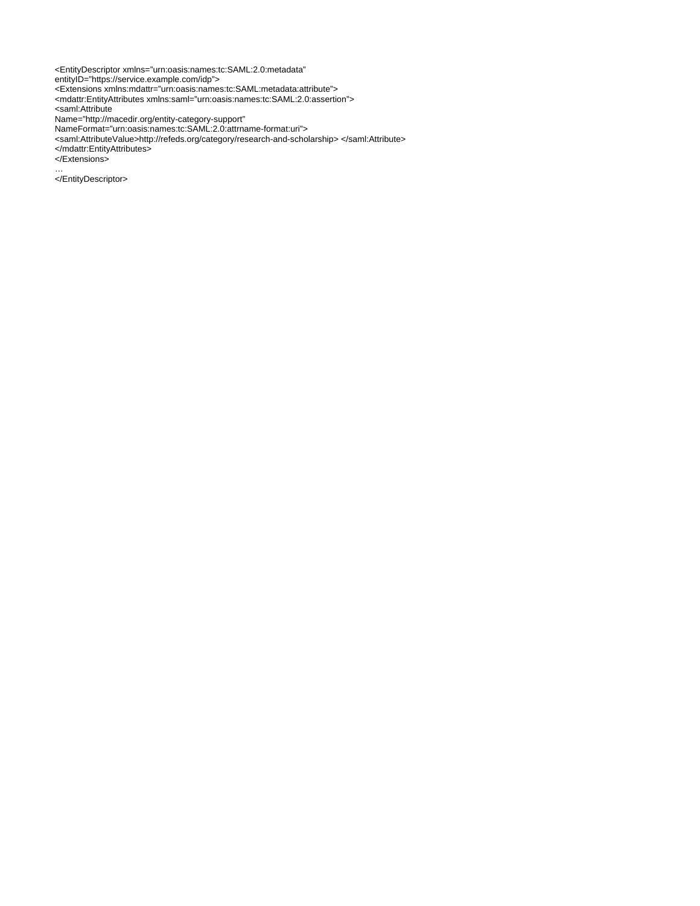```
<EntityDescriptor xmlns="urn:oasis:names:tc:SAML:2.0:metadata"
entityID="https://service.example.com/idp">
<Extensions xmlns:mdattr="urn:oasis:names:tc:SAML:metadata:attribute">
<mdattr:EntityAttributes xmlns:saml="urn:oasis:names:tc:SAML:2.0:assertion">
<saml:Attribute
Name="http://macedir.org/entity-category-support"
NameFormat="urn:oasis:names:tc:SAML:2.0:attrname-format:uri">
<saml:AttributeValue>http://refeds.org/category/research-and-scholarship> </saml:Attribute>
</mdattr:EntityAttributes>
</Extensions>
…
</EntityDescriptor>
```